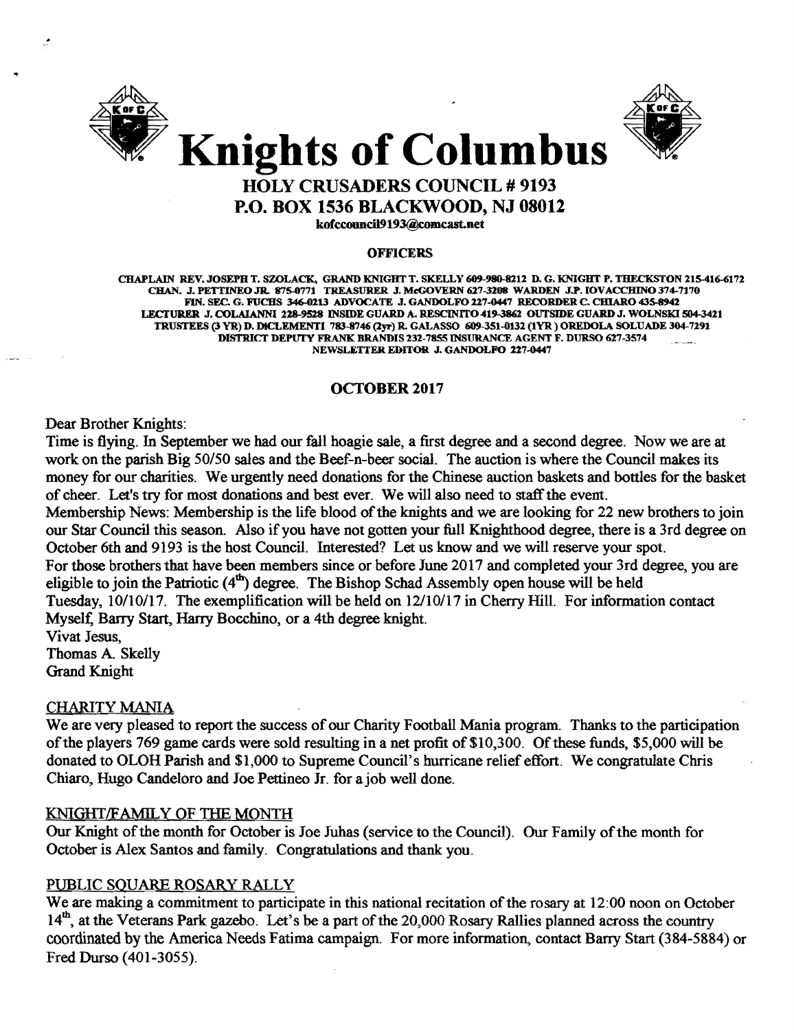# Knights of Columbus

## HOLY CRUSADERS COUNCIL # 9193

## P.O. BOX 1536 BLACKWOOD, NJ 08012

kofccouncil9193@comcast.net

### OFFICERS

CHAPLAIN REV. JOSEPH T. SZOLACK, GRAND KNIGHT T. SKELLY 609-980-8212 D. G. KNIGHT P. THECKSTON 215-416-6172
CHAN. J. PETTINEO JR. 875-0771 TREASURER J. McGOVERN 627-3208 WARDEN J.P. IOVACCHINO 374-7170
FIN. SEC. G. FUCHS 346-0213 ADVOCATE J. GANDOLFO 227-0447 RECORDER C. CHIARO 435-8942
LECTURER J. COLAIANNI 228-9528 INSIDE GUARD A. RESCINITO 419-3862 OUTSIDE GUARD J. WOLNSKI 504-3421
TRUSTEES (3 YR) D. DICLEMENTI 783-8746 (2yr) R. GALASSO 609-351-0132 (1YR ) OREDOLA SOLUADE 304-7291
DISTRICT DEPUTY FRANK BRANDIS 232-7855 INSURANCE AGENT F. DURSO 627-3574
NEWSLETTER EDITOR J. GANDOLFO 227-0447

### OCTOBER 2017

Dear Brother Knights:

Time is flying. In September we had our fall hoagie sale, a first degree and a second degree. Now we are at work on the parish Big 50/50 sales and the Beef-n-beer social. The auction is where the Council makes its money for our charities. We urgently need donations for the Chinese auction baskets and bottles for the basket of cheer. Let's try for most donations and best ever. We will also need to staff the event.

Membership News: Membership is the life blood of the knights and we are looking for 22 new brothers to join our Star Council this season. Also if you have not gotten your full Knighthood degree, there is a 3rd degree on October 6th and 9193 is the host Council. Interested? Let us know and we will reserve your spot.

For those brothers that have been members since or before June 2017 and completed your 3rd degree, you are eligible to join the Patriotic (4th) degree. The Bishop Schad Assembly open house will be held Tuesday, 10/10/17. The exemplification will be held on 12/10/17 in Cherry Hill. For information contact Myself, Barry Start, Harry Bocchino, or a 4th degree knight.

Vivat Jesus,
Thomas A. Skelly
Grand Knight

#### CHARITY MANIA

We are very pleased to report the success of our Charity Football Mania program. Thanks to the participation of the players 769 game cards were sold resulting in a net profit of $10,300. Of these funds, $5,000 will be donated to OLOH Parish and $1,000 to Supreme Council's hurricane relief effort. We congratulate Chris Chiaro, Hugo Candeloro and Joe Pettineo Jr. for a job well done.

#### KNIGHT/FAMILY OF THE MONTH

Our Knight of the month for October is Joe Juhas (service to the Council). Our Family of the month for October is Alex Santos and family. Congratulations and thank you.

#### PUBLIC SQUARE ROSARY RALLY

We are making a commitment to participate in this national recitation of the rosary at 12:00 noon on October 14th, at the Veterans Park gazebo. Let's be a part of the 20,000 Rosary Rallies planned across the country coordinated by the America Needs Fatima campaign. For more information, contact Barry Start (384-5884) or Fred Durso (401-3055).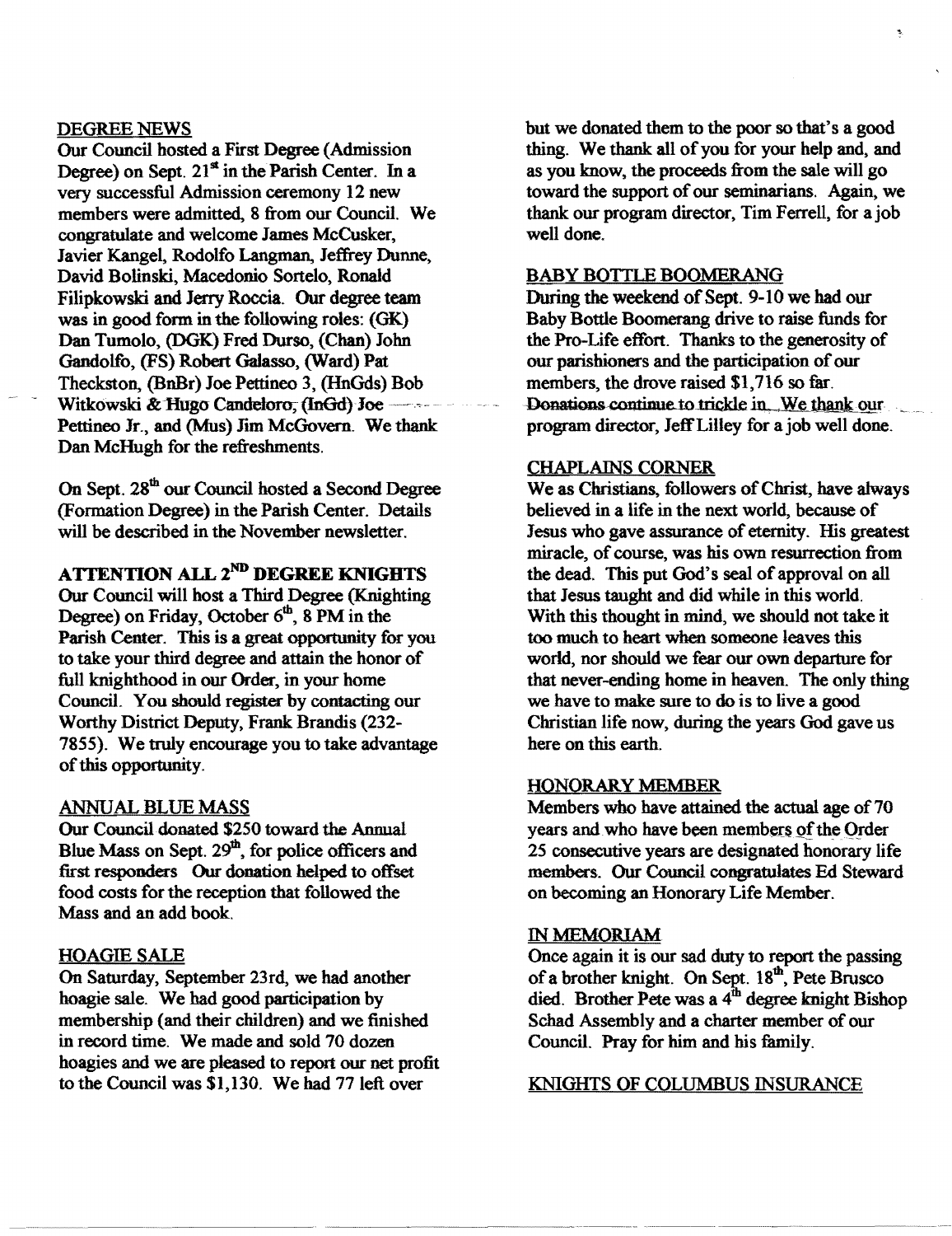## DEGREE NEWS

Our Council hosted a First Degree (Admission Degree) on Sept. 21st in the Parish Center. In a very successful Admission ceremony 12 new members were admitted, 8 from our Council. We congratulate and welcome James McCusker, Javier Kangel, Rodolfo Langman, Jeffrey Dunne, David Bolinski, Macedonio Sortelo, Ronald Filipkowski and Jerry Roccia. Our degree team was in good form in the following roles: (GK) Dan Tumolo, (DGK) Fred Durso, (Chan) John Gandolfo, (FS) Robert Galasso, (Ward) Pat Theckston, (BnBr) Joe Pettineo 3, (HnGds) Bob Witkowski & Hugo Candeloro, (InGd) Joe Pettineo Jr., and (Mus) Jim McGovern. We thank Dan McHugh for the refreshments.

On Sept. 28th our Council hosted a Second Degree (Formation Degree) in the Parish Center. Details will be described in the November newsletter.

## ATTENTION ALL 2ND DEGREE KNIGHTS

Our Council will host a Third Degree (Knighting Degree) on Friday, October 6th, 8 PM in the Parish Center. This is a great opportunity for you to take your third degree and attain the honor of full knighthood in our Order, in your home Council. You should register by contacting our Worthy District Deputy, Frank Brandis (232-7855). We truly encourage you to take advantage of this opportunity.

## ANNUAL BLUE MASS

Our Council donated $250 toward the Annual Blue Mass on Sept. 29th, for police officers and first responders Our donation helped to offset food costs for the reception that followed the Mass and an add book.

## HOAGIE SALE

On Saturday, September 23rd, we had another hoagie sale. We had good participation by membership (and their children) and we finished in record time. We made and sold 70 dozen hoagies and we are pleased to report our net profit to the Council was $1,130. We had 77 left over but we donated them to the poor so that's a good thing. We thank all of you for your help and, and as you know, the proceeds from the sale will go toward the support of our seminarians. Again, we thank our program director, Tim Ferrell, for a job well done.

## BABY BOTTLE BOOMERANG

During the weekend of Sept. 9-10 we had our Baby Bottle Boomerang drive to raise funds for the Pro-Life effort. Thanks to the generosity of our parishioners and the participation of our members, the drove raised $1,716 so far. Donations continue to trickle in. We thank our program director, Jeff Lilley for a job well done.

## CHAPLAINS CORNER

We as Christians, followers of Christ, have always believed in a life in the next world, because of Jesus who gave assurance of eternity. His greatest miracle, of course, was his own resurrection from the dead. This put God's seal of approval on all that Jesus taught and did while in this world. With this thought in mind, we should not take it too much to heart when someone leaves this world, nor should we fear our own departure for that never-ending home in heaven. The only thing we have to make sure to do is to live a good Christian life now, during the years God gave us here on this earth.

## HONORARY MEMBER

Members who have attained the actual age of 70 years and who have been members of the Order 25 consecutive years are designated honorary life members. Our Council congratulates Ed Steward on becoming an Honorary Life Member.

## IN MEMORIAM

Once again it is our sad duty to report the passing of a brother knight. On Sept. 18th, Pete Brusco died. Brother Pete was a 4th degree knight Bishop Schad Assembly and a charter member of our Council. Pray for him and his family.

## KNIGHTS OF COLUMBUS INSURANCE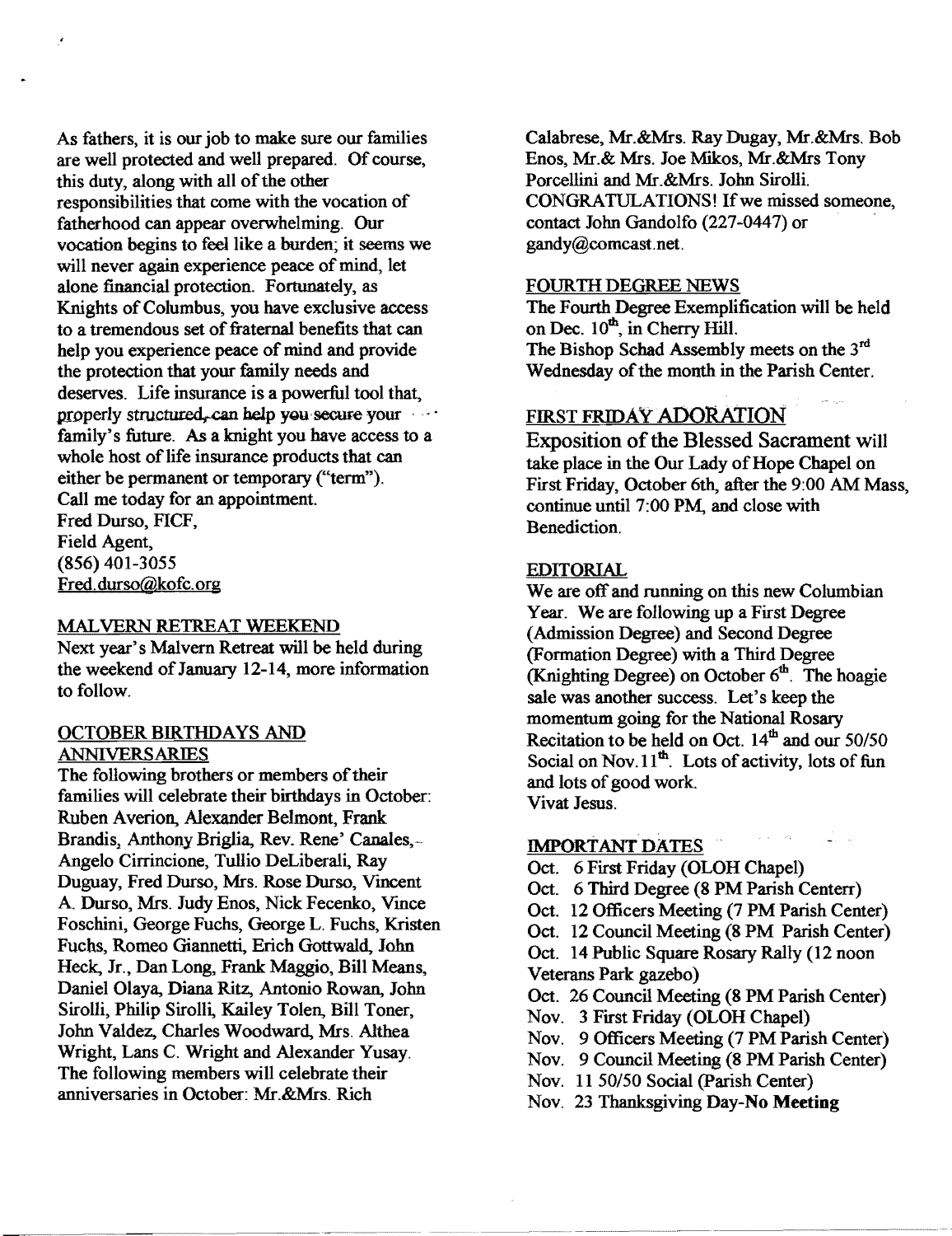As fathers, it is our job to make sure our families are well protected and well prepared. Of course, this duty, along with all of the other responsibilities that come with the vocation of fatherhood can appear overwhelming. Our vocation begins to feel like a burden; it seems we will never again experience peace of mind, let alone financial protection. Fortunately, as Knights of Columbus, you have exclusive access to a tremendous set of fraternal benefits that can help you experience peace of mind and provide the protection that your family needs and deserves. Life insurance is a powerful tool that, properly structured, can help you secure your family's future. As a knight you have access to a whole host of life insurance products that can either be permanent or temporary ("term"). Call me today for an appointment.
Fred Durso, FICF,
Field Agent,
(856) 401-3055
Fred.durso@kofc.org

## MALVERN RETREAT WEEKEND

Next year's Malvern Retreat will be held during the weekend of January 12-14, more information to follow.

## OCTOBER BIRTHDAYS AND ANNIVERSARIES

The following brothers or members of their families will celebrate their birthdays in October: Ruben Averion, Alexander Belmont, Frank Brandis, Anthony Briglia, Rev. Rene' Canales, Angelo Cirrincione, Tullio DeLiberali, Ray Duguay, Fred Durso, Mrs. Rose Durso, Vincent A. Durso, Mrs. Judy Enos, Nick Fecenko, Vince Foschini, George Fuchs, George L. Fuchs, Kristen Fuchs, Romeo Giannetti, Erich Gottwald, John Heck, Jr., Dan Long, Frank Maggio, Bill Means, Daniel Olaya, Diana Ritz, Antonio Rowan, John Sirolli, Philip Sirolli, Kailey Tolen, Bill Toner, John Valdez, Charles Woodward, Mrs. Althea Wright, Lans C. Wright and Alexander Yusay. The following members will celebrate their anniversaries in October: Mr.&Mrs. Rich Calabrese, Mr.&Mrs. Ray Dugay, Mr.&Mrs. Bob Enos, Mr.& Mrs. Joe Mikos, Mr.&Mrs Tony Porcellini and Mr.&Mrs. John Sirolli. CONGRATULATIONS! If we missed someone, contact John Gandolfo (227-0447) or gandy@comcast.net.

## FOURTH DEGREE NEWS

The Fourth Degree Exemplification will be held on Dec. 10th, in Cherry Hill.
The Bishop Schad Assembly meets on the 3rd Wednesday of the month in the Parish Center.

## FIRST FRIDAY ADORATION

Exposition of the Blessed Sacrament will take place in the Our Lady of Hope Chapel on First Friday, October 6th, after the 9:00 AM Mass, continue until 7:00 PM, and close with Benediction.

## EDITORIAL

We are off and running on this new Columbian Year. We are following up a First Degree (Admission Degree) and Second Degree (Formation Degree) with a Third Degree (Knighting Degree) on October 6th. The hoagie sale was another success. Let's keep the momentum going for the National Rosary Recitation to be held on Oct. 14th and our 50/50 Social on Nov. 11th. Lots of activity, lots of fun and lots of good work.
Vivat Jesus.

## IMPORTANT DATES

- Oct. 6 First Friday (OLOH Chapel)
- Oct. 6 Third Degree (8 PM Parish Centerr)
- Oct. 12 Officers Meeting (7 PM Parish Center)
- Oct. 12 Council Meeting (8 PM Parish Center)
- Oct. 14 Public Square Rosary Rally (12 noon Veterans Park gazebo)
- Oct. 26 Council Meeting (8 PM Parish Center)
- Nov. 3 First Friday (OLOH Chapel)
- Nov. 9 Officers Meeting (7 PM Parish Center)
- Nov. 9 Council Meeting (8 PM Parish Center)
- Nov. 11 50/50 Social (Parish Center)
- Nov. 23 Thanksgiving Day-**No Meeting**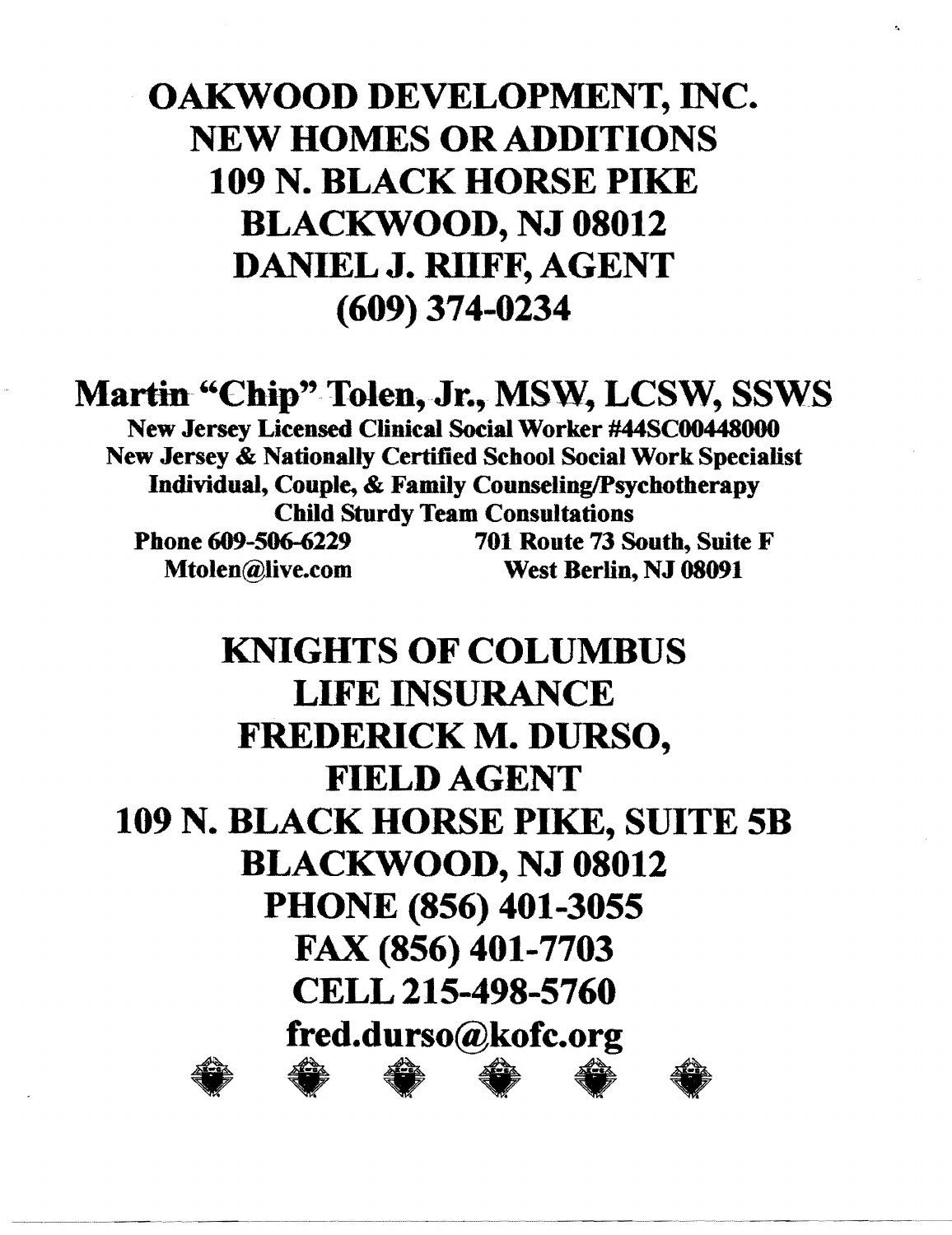**OAKWOOD DEVELOPMENT, INC.**
**NEW HOMES OR ADDITIONS**
**109 N. BLACK HORSE PIKE**
**BLACKWOOD, NJ 08012**
**DANIEL J. RIIFF, AGENT**
**(609) 374-0234**

**Martin "Chip" Tolen, Jr., MSW, LCSW, SSWS**

**New Jersey Licensed Clinical Social Worker #44SC00448000**
**New Jersey & Nationally Certified School Social Work Specialist**
**Individual, Couple, & Family Counseling/Psychotherapy**
**Child Sturdy Team Consultations**

**Phone 609-506-6229**
**Mtolen@live.com**

**701 Route 73 South, Suite F**
**West Berlin, NJ 08091**

**KNIGHTS OF COLUMBUS**
**LIFE INSURANCE**
**FREDERICK M. DURSO,**
**FIELD AGENT**
**109 N. BLACK HORSE PIKE, SUITE 5B**
**BLACKWOOD, NJ 08012**
**PHONE (856) 401-3055**
**FAX (856) 401-7703**
**CELL 215-498-5760**
**fred.durso@kofc.org**